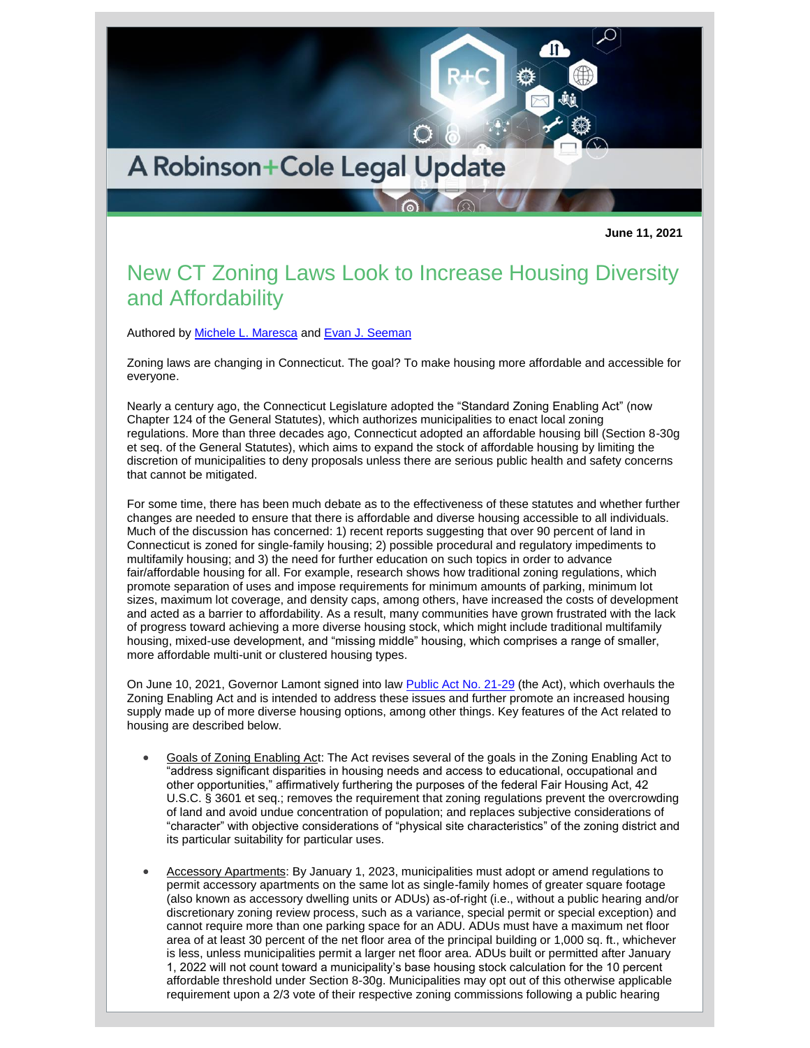A Robinson+Cole Legal Update

**June 11, 2021**

# New CT Zoning Laws Look to Increase Housing Diversity and Affordability

Authored by Michele L. Maresca and Evan J. Seeman

Zoning laws are changing in Connecticut. The goal? To make housing more affordable and accessible for everyone.

Nearly a century ago, the Connecticut Legislature adopted the "Standard Zoning Enabling Act" (now Chapter 124 of the General Statutes), which authorizes municipalities to enact local zoning regulations. More than three decades ago, Connecticut adopted an affordable housing bill (Section 8-30g et seq. of the General Statutes), which aims to expand the stock of affordable housing by limiting the discretion of municipalities to deny proposals unless there are serious public health and safety concerns that cannot be mitigated.

For some time, there has been much debate as to the effectiveness of these statutes and whether further changes are needed to ensure that there is affordable and diverse housing accessible to all individuals. Much of the discussion has concerned: 1) recent reports suggesting that over 90 percent of land in Connecticut is zoned for single-family housing; 2) possible procedural and regulatory impediments to multifamily housing; and 3) the need for further education on such topics in order to advance fair/affordable housing for all. For example, research shows how traditional zoning regulations, which promote separation of uses and impose requirements for minimum amounts of parking, minimum lot sizes, maximum lot coverage, and density caps, among others, have increased the costs of development and acted as a barrier to affordability. As a result, many communities have grown frustrated with the lack of progress toward achieving a more diverse housing stock, which might include traditional multifamily housing, mixed-use development, and "missing middle" housing, which comprises a range of smaller, more affordable multi-unit or clustered housing types.

On June 10, 2021, Governor Lamont signed into law Public Act No. 21-29 (the Act), which overhauls the Zoning Enabling Act and is intended to address these issues and further promote an increased housing supply made up of more diverse housing options, among other things. Key features of the Act related to housing are described below.

- Goals of Zoning Enabling Act: The Act revises several of the goals in the Zoning Enabling Act to "address significant disparities in housing needs and access to educational, occupational and other opportunities," affirmatively furthering the purposes of the federal Fair Housing Act, 42 U.S.C. § 3601 et seq.; removes the requirement that zoning regulations prevent the overcrowding of land and avoid undue concentration of population; and replaces subjective considerations of "character" with objective considerations of "physical site characteristics" of the zoning district and its particular suitability for particular uses.

- Accessory Apartments: By January 1, 2023, municipalities must adopt or amend regulations to permit accessory apartments on the same lot as single-family homes of greater square footage (also known as accessory dwelling units or ADUs) as-of-right (i.e., without a public hearing and/or discretionary zoning review process, such as a variance, special permit or special exception) and cannot require more than one parking space for an ADU. ADUs must have a maximum net floor area of at least 30 percent of the net floor area of the principal building or 1,000 sq. ft., whichever is less, unless municipalities permit a larger net floor area. ADUs built or permitted after January 1, 2022 will not count toward a municipality's base housing stock calculation for the 10 percent affordable threshold under Section 8-30g. Municipalities may opt out of this otherwise applicable requirement upon a 2/3 vote of their respective zoning commissions following a public hearing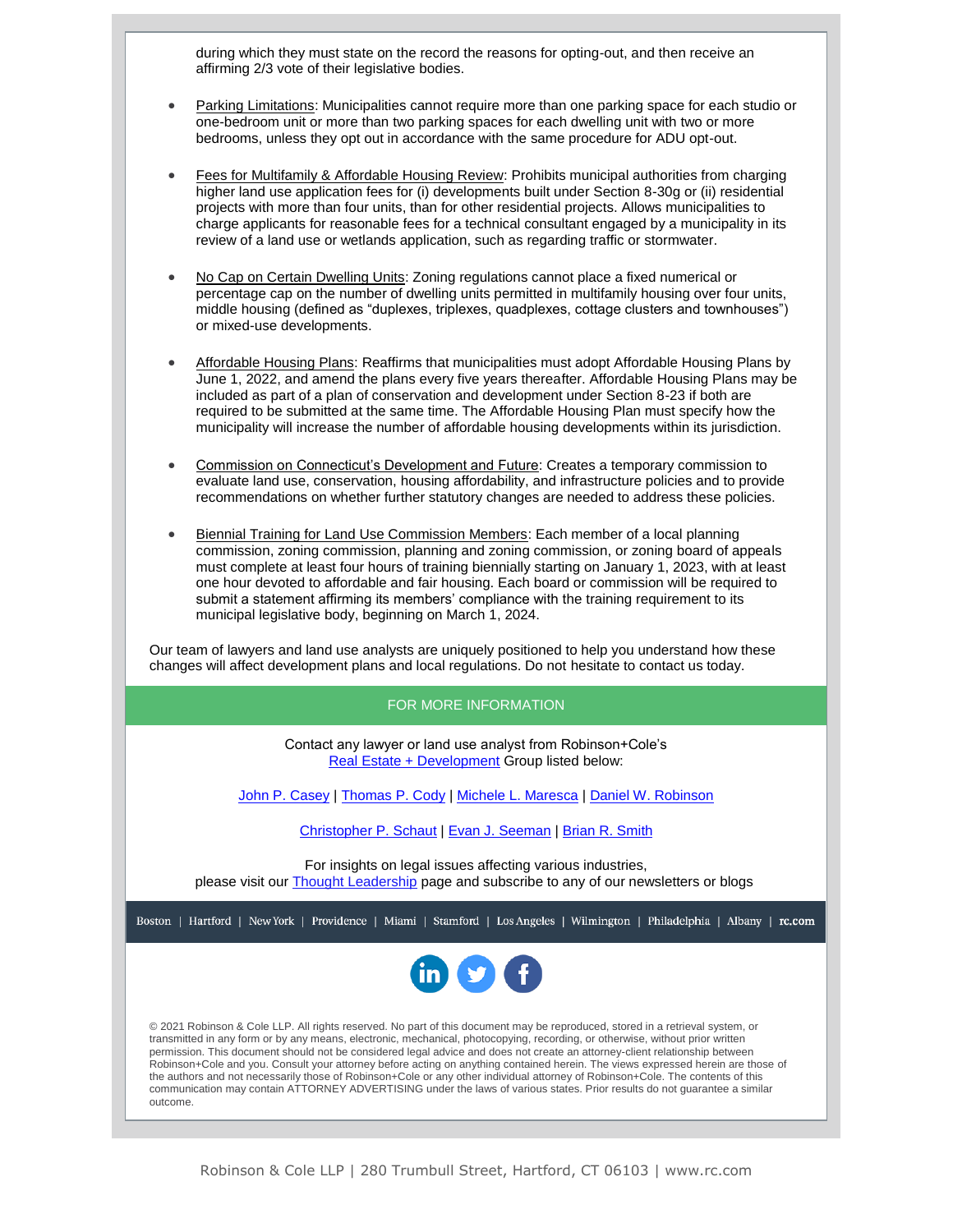during which they must state on the record the reasons for opting-out, and then receive an affirming 2/3 vote of their legislative bodies.

- Parking Limitations: Municipalities cannot require more than one parking space for each studio or one-bedroom unit or more than two parking spaces for each dwelling unit with two or more bedrooms, unless they opt out in accordance with the same procedure for ADU opt-out.

- Fees for Multifamily & Affordable Housing Review: Prohibits municipal authorities from charging higher land use application fees for (i) developments built under Section 8-30g or (ii) residential projects with more than four units, than for other residential projects. Allows municipalities to charge applicants for reasonable fees for a technical consultant engaged by a municipality in its review of a land use or wetlands application, such as regarding traffic or stormwater.

- No Cap on Certain Dwelling Units: Zoning regulations cannot place a fixed numerical or percentage cap on the number of dwelling units permitted in multifamily housing over four units, middle housing (defined as "duplexes, triplexes, quadplexes, cottage clusters and townhouses") or mixed-use developments.

- Affordable Housing Plans: Reaffirms that municipalities must adopt Affordable Housing Plans by June 1, 2022, and amend the plans every five years thereafter. Affordable Housing Plans may be included as part of a plan of conservation and development under Section 8-23 if both are required to be submitted at the same time. The Affordable Housing Plan must specify how the municipality will increase the number of affordable housing developments within its jurisdiction.

- Commission on Connecticut's Development and Future: Creates a temporary commission to evaluate land use, conservation, housing affordability, and infrastructure policies and to provide recommendations on whether further statutory changes are needed to address these policies.

- Biennial Training for Land Use Commission Members: Each member of a local planning commission, zoning commission, planning and zoning commission, or zoning board of appeals must complete at least four hours of training biennially starting on January 1, 2023, with at least one hour devoted to affordable and fair housing. Each board or commission will be required to submit a statement affirming its members' compliance with the training requirement to its municipal legislative body, beginning on March 1, 2024.

Our team of lawyers and land use analysts are uniquely positioned to help you understand how these changes will affect development plans and local regulations. Do not hesitate to contact us today.

## FOR MORE INFORMATION

Contact any lawyer or land use analyst from Robinson+Cole's Real Estate + Development Group listed below:

John P. Casey | Thomas P. Cody | Michele L. Maresca | Daniel W. Robinson

Christopher P. Schaut | Evan J. Seeman | Brian R. Smith

For insights on legal issues affecting various industries, please visit our Thought Leadership page and subscribe to any of our newsletters or blogs

Boston | Hartford | New York | Providence | Miami | Stamford | Los Angeles | Wilmington | Philadelphia | Albany | rc.com

© 2021 Robinson & Cole LLP. All rights reserved. No part of this document may be reproduced, stored in a retrieval system, or transmitted in any form or by any means, electronic, mechanical, photocopying, recording, or otherwise, without prior written permission. This document should not be considered legal advice and does not create an attorney-client relationship between Robinson+Cole and you. Consult your attorney before acting on anything contained herein. The views expressed herein are those of the authors and not necessarily those of Robinson+Cole or any other individual attorney of Robinson+Cole. The contents of this communication may contain ATTORNEY ADVERTISING under the laws of various states. Prior results do not guarantee a similar outcome.

Robinson & Cole LLP | 280 Trumbull Street, Hartford, CT 06103 | www.rc.com